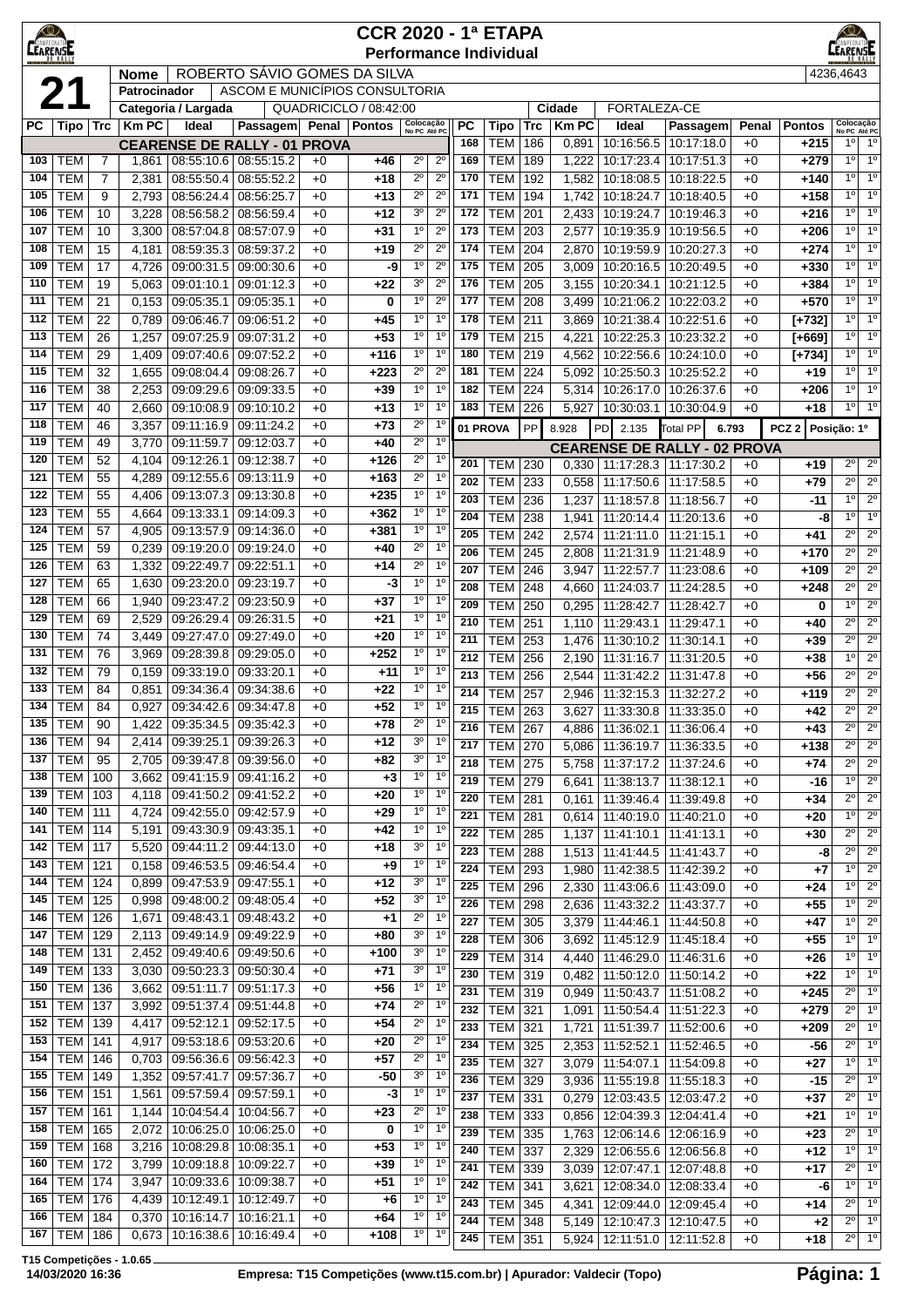# CCR 2020 - 1ª ETAPA
## Performance Individual

**21**

| | |
|---|---|
| Nome | ROBERTO SÁVIO GOMES DA SILVA |
| Patrocinador | ASCOM E MUNICÍPIOS CONSULTORIA |
| Categoria / Largada | QUADRICICLO / 08:42:00 |
| Cidade | FORTALEZA-CE |

4236,4643

### CEARENSE DE RALLY - 01 PROVA

| PC | Tipo | Trc | Km PC | Ideal | Passagem | Penal | Pontos | Colocação No PC | Colocação Até PC |
|---|---|---|---|---|---|---|---|---|---|
| 103 | TEM | 7 | 1,861 | 08:55:10.6 | 08:55:15.2 | +0 | +46 | 2º | 2º |
| 104 | TEM | 7 | 2,381 | 08:55:50.4 | 08:55:52.2 | +0 | +18 | 2º | 2º |
| 105 | TEM | 9 | 2,793 | 08:56:24.4 | 08:56:25.7 | +0 | +13 | 2º | 2º |
| 106 | TEM | 10 | 3,228 | 08:56:58.2 | 08:56:59.4 | +0 | +12 | 3º | 2º |
| 107 | TEM | 10 | 3,300 | 08:57:04.8 | 08:57:07.9 | +0 | +31 | 1º | 2º |
| 108 | TEM | 15 | 4,181 | 08:59:35.3 | 08:59:37.2 | +0 | +19 | 2º | 2º |
| 109 | TEM | 17 | 4,726 | 09:00:31.5 | 09:00:30.6 | +0 | -9 | 1º | 2º |
| 110 | TEM | 19 | 5,063 | 09:01:10.1 | 09:01:12.3 | +0 | +22 | 3º | 2º |
| 111 | TEM | 21 | 0,153 | 09:05:35.1 | 09:05:35.1 | +0 | 0 | 1º | 2º |
| 112 | TEM | 22 | 0,789 | 09:06:46.7 | 09:06:51.2 | +0 | +45 | 1º | 1º |
| 113 | TEM | 26 | 1,257 | 09:07:25.9 | 09:07:31.2 | +0 | +53 | 1º | 1º |
| 114 | TEM | 29 | 1,409 | 09:07:40.6 | 09:07:52.2 | +0 | +116 | 1º | 1º |
| 115 | TEM | 32 | 1,655 | 09:08:04.4 | 09:08:26.7 | +0 | +223 | 2º | 2º |
| 116 | TEM | 38 | 2,253 | 09:09:29.6 | 09:09:33.5 | +0 | +39 | 1º | 1º |
| 117 | TEM | 40 | 2,660 | 09:10:08.9 | 09:10:10.2 | +0 | +13 | 1º | 1º |
| 118 | TEM | 46 | 3,357 | 09:11:16.9 | 09:11:24.2 | +0 | +73 | 2º | 1º |
| 119 | TEM | 49 | 3,770 | 09:11:59.7 | 09:12:03.7 | +0 | +40 | 2º | 1º |
| 120 | TEM | 52 | 4,104 | 09:12:26.1 | 09:12:38.7 | +0 | +126 | 2º | 1º |
| 121 | TEM | 55 | 4,289 | 09:12:55.6 | 09:13:11.9 | +0 | +163 | 2º | 1º |
| 122 | TEM | 55 | 4,406 | 09:13:07.3 | 09:13:30.8 | +0 | +235 | 1º | 1º |
| 123 | TEM | 55 | 4,664 | 09:13:33.1 | 09:14:09.3 | +0 | +362 | 1º | 1º |
| 124 | TEM | 57 | 4,905 | 09:13:57.9 | 09:14:36.0 | +0 | +381 | 1º | 1º |
| 125 | TEM | 59 | 0,239 | 09:19:20.0 | 09:19:24.0 | +0 | +40 | 2º | 1º |
| 126 | TEM | 63 | 1,332 | 09:22:49.7 | 09:22:51.1 | +0 | +14 | 2º | 1º |
| 127 | TEM | 65 | 1,630 | 09:23:20.0 | 09:23:19.7 | +0 | -3 | 1º | 1º |
| 128 | TEM | 66 | 1,940 | 09:23:47.2 | 09:23:50.9 | +0 | +37 | 1º | 1º |
| 129 | TEM | 69 | 2,529 | 09:26:29.4 | 09:26:31.5 | +0 | +21 | 1º | 1º |
| 130 | TEM | 74 | 3,449 | 09:27:47.0 | 09:27:49.0 | +0 | +20 | 1º | 1º |
| 131 | TEM | 76 | 3,969 | 09:28:39.8 | 09:29:05.0 | +0 | +252 | 1º | 1º |
| 132 | TEM | 79 | 0,159 | 09:33:19.0 | 09:33:20.1 | +0 | +11 | 1º | 1º |
| 133 | TEM | 84 | 0,851 | 09:34:36.4 | 09:34:38.6 | +0 | +22 | 1º | 1º |
| 134 | TEM | 84 | 0,927 | 09:34:42.6 | 09:34:47.8 | +0 | +52 | 1º | 1º |
| 135 | TEM | 90 | 1,422 | 09:35:34.5 | 09:35:42.3 | +0 | +78 | 2º | 1º |
| 136 | TEM | 94 | 2,414 | 09:39:25.1 | 09:39:26.3 | +0 | +12 | 3º | 1º |
| 137 | TEM | 95 | 2,705 | 09:39:47.8 | 09:39:56.0 | +0 | +82 | 3º | 1º |
| 138 | TEM | 100 | 3,662 | 09:41:15.9 | 09:41:16.2 | +0 | +3 | 1º | 1º |
| 139 | TEM | 103 | 4,118 | 09:41:50.2 | 09:41:52.2 | +0 | +20 | 1º | 1º |
| 140 | TEM | 111 | 4,724 | 09:42:55.0 | 09:42:57.9 | +0 | +29 | 1º | 1º |
| 141 | TEM | 114 | 5,191 | 09:43:30.9 | 09:43:35.1 | +0 | +42 | 1º | 1º |
| 142 | TEM | 117 | 5,520 | 09:44:11.2 | 09:44:13.0 | +0 | +18 | 3º | 1º |
| 143 | TEM | 121 | 0,158 | 09:46:53.5 | 09:46:54.4 | +0 | +9 | 1º | 1º |
| 144 | TEM | 124 | 0,899 | 09:47:53.9 | 09:47:55.1 | +0 | +12 | 3º | 1º |
| 145 | TEM | 125 | 0,998 | 09:48:00.2 | 09:48:05.4 | +0 | +52 | 3º | 1º |
| 146 | TEM | 126 | 1,671 | 09:48:43.1 | 09:48:43.2 | +0 | +1 | 2º | 1º |
| 147 | TEM | 129 | 2,113 | 09:49:14.9 | 09:49:22.9 | +0 | +80 | 3º | 1º |
| 148 | TEM | 131 | 2,452 | 09:49:40.6 | 09:49:50.6 | +0 | +100 | 3º | 1º |
| 149 | TEM | 133 | 3,030 | 09:50:23.3 | 09:50:30.4 | +0 | +71 | 3º | 1º |
| 150 | TEM | 136 | 3,662 | 09:51:11.7 | 09:51:17.3 | +0 | +56 | 1º | 1º |
| 151 | TEM | 137 | 3,992 | 09:51:37.4 | 09:51:44.8 | +0 | +74 | 2º | 1º |
| 152 | TEM | 139 | 4,417 | 09:52:12.1 | 09:52:17.5 | +0 | +54 | 2º | 1º |
| 153 | TEM | 141 | 4,917 | 09:53:18.6 | 09:53:20.6 | +0 | +20 | 2º | 1º |
| 154 | TEM | 146 | 0,703 | 09:56:36.6 | 09:56:42.3 | +0 | +57 | 2º | 1º |
| 155 | TEM | 149 | 1,352 | 09:57:41.7 | 09:57:36.7 | +0 | -50 | 3º | 1º |
| 156 | TEM | 151 | 1,561 | 09:57:59.4 | 09:57:59.1 | +0 | -3 | 1º | 1º |
| 157 | TEM | 161 | 1,144 | 10:04:54.4 | 10:04:56.7 | +0 | +23 | 2º | 1º |
| 158 | TEM | 165 | 2,072 | 10:06:25.0 | 10:06:25.0 | +0 | 0 | 1º | 1º |
| 159 | TEM | 168 | 3,216 | 10:08:29.8 | 10:08:35.1 | +0 | +53 | 1º | 1º |
| 160 | TEM | 172 | 3,799 | 10:09:18.8 | 10:09:22.7 | +0 | +39 | 1º | 1º |
| 164 | TEM | 174 | 3,947 | 10:09:33.6 | 10:09:38.7 | +0 | +51 | 1º | 1º |
| 165 | TEM | 176 | 4,439 | 10:12:49.1 | 10:12:49.7 | +0 | +6 | 1º | 1º |
| 166 | TEM | 184 | 0,370 | 10:16:14.7 | 10:16:21.1 | +0 | +64 | 1º | 1º |
| 167 | TEM | 186 | 0,673 | 10:16:38.6 | 10:16:49.4 | +0 | +108 | 1º | 1º |
| 168 | TEM | 186 | 0,891 | 10:16:56.5 | 10:17:18.0 | +0 | +215 | 1º | 1º |
| 169 | TEM | 189 | 1,222 | 10:17:23.4 | 10:17:51.3 | +0 | +279 | 1º | 1º |
| 170 | TEM | 192 | 1,582 | 10:18:08.5 | 10:18:22.5 | +0 | +140 | 1º | 1º |
| 171 | TEM | 194 | 1,742 | 10:18:24.7 | 10:18:40.5 | +0 | +158 | 1º | 1º |
| 172 | TEM | 201 | 2,433 | 10:19:24.7 | 10:19:46.3 | +0 | +216 | 1º | 1º |
| 173 | TEM | 203 | 2,577 | 10:19:35.9 | 10:19:56.5 | +0 | +206 | 1º | 1º |
| 174 | TEM | 204 | 2,870 | 10:19:59.9 | 10:20:27.3 | +0 | +274 | 1º | 1º |
| 175 | TEM | 205 | 3,009 | 10:20:16.5 | 10:20:49.5 | +0 | +330 | 1º | 1º |
| 176 | TEM | 205 | 3,155 | 10:20:34.1 | 10:21:12.5 | +0 | +384 | 1º | 1º |
| 177 | TEM | 208 | 3,499 | 10:21:06.2 | 10:22:03.2 | +0 | +570 | 1º | 1º |
| 178 | TEM | 211 | 3,869 | 10:21:38.4 | 10:22:51.6 | +0 | [+732] | 1º | 1º |
| 179 | TEM | 215 | 4,221 | 10:22:25.3 | 10:23:32.2 | +0 | [+669] | 1º | 1º |
| 180 | TEM | 219 | 4,562 | 10:22:56.6 | 10:24:10.0 | +0 | [+734] | 1º | 1º |
| 181 | TEM | 224 | 5,092 | 10:25:50.3 | 10:25:52.2 | +0 | +19 | 1º | 1º |
| 182 | TEM | 224 | 5,314 | 10:26:17.0 | 10:26:37.6 | +0 | +206 | 1º | 1º |
| 183 | TEM | 226 | 5,927 | 10:30:03.1 | 10:30:04.9 | +0 | +18 | 1º | 1º |

01 PROVA — PP 8.928 — PD 2.135 — Total PP 6.793 — PCZ 2 — Posição: 1º

### CEARENSE DE RALLY - 02 PROVA

| PC | Tipo | Trc | Km PC | Ideal | Passagem | Penal | Pontos | Colocação No PC | Colocação Até PC |
|---|---|---|---|---|---|---|---|---|---|
| 201 | TEM | 230 | 0,330 | 11:17:28.3 | 11:17:30.2 | +0 | +19 | 2º | 2º |
| 202 | TEM | 233 | 0,558 | 11:17:50.6 | 11:17:58.5 | +0 | +79 | 2º | 2º |
| 203 | TEM | 236 | 1,237 | 11:18:57.8 | 11:18:56.7 | +0 | -11 | 1º | 2º |
| 204 | TEM | 238 | 1,941 | 11:20:14.4 | 11:20:13.6 | +0 | -8 | 1º | 1º |
| 205 | TEM | 242 | 2,574 | 11:21:11.0 | 11:21:15.1 | +0 | +41 | 2º | 2º |
| 206 | TEM | 245 | 2,808 | 11:21:31.9 | 11:21:48.9 | +0 | +170 | 2º | 2º |
| 207 | TEM | 246 | 3,947 | 11:22:57.7 | 11:23:08.6 | +0 | +109 | 2º | 2º |
| 208 | TEM | 248 | 4,660 | 11:24:03.7 | 11:24:28.5 | +0 | +248 | 2º | 2º |
| 209 | TEM | 250 | 0,295 | 11:28:42.7 | 11:28:42.7 | +0 | 0 | 1º | 2º |
| 210 | TEM | 251 | 1,110 | 11:29:43.1 | 11:29:47.1 | +0 | +40 | 2º | 2º |
| 211 | TEM | 253 | 1,476 | 11:30:10.2 | 11:30:14.1 | +0 | +39 | 2º | 2º |
| 212 | TEM | 256 | 2,190 | 11:31:16.7 | 11:31:20.5 | +0 | +38 | 1º | 2º |
| 213 | TEM | 256 | 2,544 | 11:31:42.2 | 11:31:47.8 | +0 | +56 | 2º | 2º |
| 214 | TEM | 257 | 2,946 | 11:32:15.3 | 11:32:27.2 | +0 | +119 | 2º | 2º |
| 215 | TEM | 263 | 3,627 | 11:33:30.8 | 11:33:35.0 | +0 | +42 | 2º | 2º |
| 216 | TEM | 267 | 4,886 | 11:36:02.1 | 11:36:06.4 | +0 | +43 | 2º | 2º |
| 217 | TEM | 270 | 5,086 | 11:36:19.7 | 11:36:33.5 | +0 | +138 | 2º | 2º |
| 218 | TEM | 275 | 5,758 | 11:37:17.2 | 11:37:24.6 | +0 | +74 | 2º | 2º |
| 219 | TEM | 279 | 6,641 | 11:38:13.7 | 11:38:12.1 | +0 | -16 | 1º | 2º |
| 220 | TEM | 281 | 0,161 | 11:39:46.4 | 11:39:49.8 | +0 | +34 | 2º | 2º |
| 221 | TEM | 281 | 0,614 | 11:40:19.0 | 11:40:21.0 | +0 | +20 | 1º | 2º |
| 222 | TEM | 285 | 1,137 | 11:41:10.1 | 11:41:13.1 | +0 | +30 | 2º | 2º |
| 223 | TEM | 288 | 1,513 | 11:41:44.5 | 11:41:43.7 | +0 | -8 | 2º | 2º |
| 224 | TEM | 293 | 1,980 | 11:42:38.5 | 11:42:39.2 | +0 | +7 | 1º | 2º |
| 225 | TEM | 296 | 2,330 | 11:43:06.6 | 11:43:09.0 | +0 | +24 | 1º | 2º |
| 226 | TEM | 298 | 2,636 | 11:43:32.2 | 11:43:37.7 | +0 | +55 | 1º | 2º |
| 227 | TEM | 305 | 3,379 | 11:44:46.1 | 11:44:50.8 | +0 | +47 | 1º | 2º |
| 228 | TEM | 306 | 3,692 | 11:45:12.9 | 11:45:18.4 | +0 | +55 | 1º | 1º |
| 229 | TEM | 314 | 4,440 | 11:46:29.0 | 11:46:31.6 | +0 | +26 | 1º | 1º |
| 230 | TEM | 319 | 0,482 | 11:50:12.0 | 11:50:14.2 | +0 | +22 | 1º | 1º |
| 231 | TEM | 319 | 0,949 | 11:50:43.7 | 11:51:08.2 | +0 | +245 | 2º | 1º |
| 232 | TEM | 321 | 1,091 | 11:50:54.4 | 11:51:22.3 | +0 | +279 | 2º | 1º |
| 233 | TEM | 321 | 1,721 | 11:51:39.7 | 11:52:00.6 | +0 | +209 | 2º | 1º |
| 234 | TEM | 325 | 2,353 | 11:52:52.1 | 11:52:46.5 | +0 | -56 | 2º | 1º |
| 235 | TEM | 327 | 3,079 | 11:54:07.1 | 11:54:09.8 | +0 | +27 | 1º | 1º |
| 236 | TEM | 329 | 3,936 | 11:55:19.8 | 11:55:18.3 | +0 | -15 | 2º | 1º |
| 237 | TEM | 331 | 0,279 | 12:03:43.5 | 12:03:47.2 | +0 | +37 | 2º | 1º |
| 238 | TEM | 333 | 0,856 | 12:04:39.3 | 12:04:41.4 | +0 | +21 | 1º | 1º |
| 239 | TEM | 335 | 1,763 | 12:06:14.6 | 12:06:16.9 | +0 | +23 | 2º | 1º |
| 240 | TEM | 337 | 2,329 | 12:06:55.6 | 12:06:56.8 | +0 | +12 | 1º | 1º |
| 241 | TEM | 339 | 3,039 | 12:07:47.1 | 12:07:48.8 | +0 | +17 | 2º | 1º |
| 242 | TEM | 341 | 3,621 | 12:08:34.0 | 12:08:33.4 | +0 | -6 | 1º | 1º |
| 243 | TEM | 345 | 4,341 | 12:09:44.0 | 12:09:45.4 | +0 | +14 | 2º | 1º |
| 244 | TEM | 348 | 5,149 | 12:10:47.3 | 12:10:47.5 | +0 | +2 | 2º | 1º |
| 245 | TEM | 351 | 5,924 | 12:11:51.0 | 12:11:52.8 | +0 | +18 | 2º | 1º |

T15 Competições - 1.0.65
14/03/2020 16:36 — Empresa: T15 Competições (www.t15.com.br) | Apurador: Valdecir (Topo)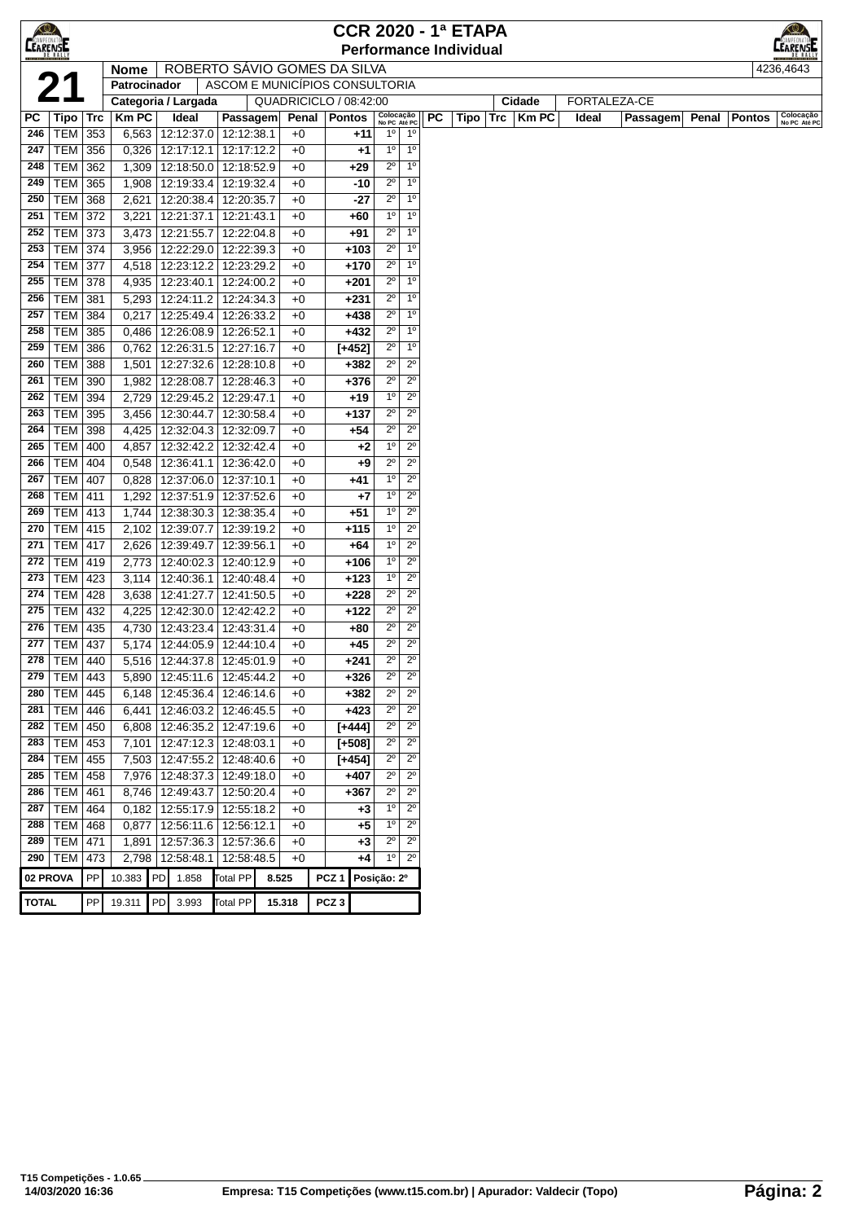# CCR 2020 - 1ª ETAPA

## Performance Individual

| | | |
|---|---|---|
| **21** | **Nome** | ROBERTO SÁVIO GOMES DA SILVA | 4236,4643 |
| | **Patrocinador** | ASCOM E MUNICÍPIOS CONSULTORIA | |
| | **Categoria / Largada** | QUADRICICLO / 08:42:00 | **Cidade** FORTALEZA-CE |

| PC | Tipo | Trc | Km PC | Ideal | Passagem | Penal | Pontos | Colocação No PC | Colocação Até PC |
|---|---|---|---|---|---|---|---|---|---|
| 246 | TEM | 353 | 6,563 | 12:12:37.0 | 12:12:38.1 | +0 | +11 | 1º | 1º |
| 247 | TEM | 356 | 0,326 | 12:17:12.1 | 12:17:12.2 | +0 | +1 | 1º | 1º |
| 248 | TEM | 362 | 1,309 | 12:18:50.0 | 12:18:52.9 | +0 | +29 | 2º | 1º |
| 249 | TEM | 365 | 1,908 | 12:19:33.4 | 12:19:32.4 | +0 | -10 | 2º | 1º |
| 250 | TEM | 368 | 2,621 | 12:20:38.4 | 12:20:35.7 | +0 | -27 | 2º | 1º |
| 251 | TEM | 372 | 3,221 | 12:21:37.1 | 12:21:43.1 | +0 | +60 | 1º | 1º |
| 252 | TEM | 373 | 3,473 | 12:21:55.7 | 12:22:04.8 | +0 | +91 | 2º | 1º |
| 253 | TEM | 374 | 3,956 | 12:22:29.0 | 12:22:39.3 | +0 | +103 | 2º | 1º |
| 254 | TEM | 377 | 4,518 | 12:23:12.2 | 12:23:29.2 | +0 | +170 | 2º | 1º |
| 255 | TEM | 378 | 4,935 | 12:23:40.1 | 12:24:00.2 | +0 | +201 | 2º | 1º |
| 256 | TEM | 381 | 5,293 | 12:24:11.2 | 12:24:34.3 | +0 | +231 | 2º | 1º |
| 257 | TEM | 384 | 0,217 | 12:25:49.4 | 12:26:33.2 | +0 | +438 | 2º | 1º |
| 258 | TEM | 385 | 0,486 | 12:26:08.9 | 12:26:52.1 | +0 | +432 | 2º | 1º |
| 259 | TEM | 386 | 0,762 | 12:26:31.5 | 12:27:16.7 | +0 | [+452] | 2º | 1º |
| 260 | TEM | 388 | 1,501 | 12:27:32.6 | 12:28:10.8 | +0 | +382 | 2º | 2º |
| 261 | TEM | 390 | 1,982 | 12:28:08.7 | 12:28:46.3 | +0 | +376 | 2º | 2º |
| 262 | TEM | 394 | 2,729 | 12:29:45.2 | 12:29:47.1 | +0 | +19 | 1º | 2º |
| 263 | TEM | 395 | 3,456 | 12:30:44.7 | 12:30:58.4 | +0 | +137 | 2º | 2º |
| 264 | TEM | 398 | 4,425 | 12:32:04.3 | 12:32:09.7 | +0 | +54 | 2º | 2º |
| 265 | TEM | 400 | 4,857 | 12:32:42.2 | 12:32:42.4 | +0 | +2 | 1º | 2º |
| 266 | TEM | 404 | 0,548 | 12:36:41.1 | 12:36:42.0 | +0 | +9 | 2º | 2º |
| 267 | TEM | 407 | 0,828 | 12:37:06.0 | 12:37:10.1 | +0 | +41 | 1º | 2º |
| 268 | TEM | 411 | 1,292 | 12:37:51.9 | 12:37:52.6 | +0 | +7 | 1º | 2º |
| 269 | TEM | 413 | 1,744 | 12:38:30.3 | 12:38:35.4 | +0 | +51 | 1º | 2º |
| 270 | TEM | 415 | 2,102 | 12:39:07.7 | 12:39:19.2 | +0 | +115 | 1º | 2º |
| 271 | TEM | 417 | 2,626 | 12:39:49.7 | 12:39:56.1 | +0 | +64 | 1º | 2º |
| 272 | TEM | 419 | 2,773 | 12:40:02.3 | 12:40:12.9 | +0 | +106 | 1º | 2º |
| 273 | TEM | 423 | 3,114 | 12:40:36.1 | 12:40:48.4 | +0 | +123 | 1º | 2º |
| 274 | TEM | 428 | 3,638 | 12:41:27.7 | 12:41:50.5 | +0 | +228 | 2º | 2º |
| 275 | TEM | 432 | 4,225 | 12:42:30.0 | 12:42:42.2 | +0 | +122 | 2º | 2º |
| 276 | TEM | 435 | 4,730 | 12:43:23.4 | 12:43:31.4 | +0 | +80 | 2º | 2º |
| 277 | TEM | 437 | 5,174 | 12:44:05.9 | 12:44:10.4 | +0 | +45 | 2º | 2º |
| 278 | TEM | 440 | 5,516 | 12:44:37.8 | 12:45:01.9 | +0 | +241 | 2º | 2º |
| 279 | TEM | 443 | 5,890 | 12:45:11.6 | 12:45:44.2 | +0 | +326 | 2º | 2º |
| 280 | TEM | 445 | 6,148 | 12:45:36.4 | 12:46:14.6 | +0 | +382 | 2º | 2º |
| 281 | TEM | 446 | 6,441 | 12:46:03.2 | 12:46:45.5 | +0 | +423 | 2º | 2º |
| 282 | TEM | 450 | 6,808 | 12:46:35.2 | 12:47:19.6 | +0 | [+444] | 2º | 2º |
| 283 | TEM | 453 | 7,101 | 12:47:12.3 | 12:48:03.1 | +0 | [+508] | 2º | 2º |
| 284 | TEM | 455 | 7,503 | 12:47:55.2 | 12:48:40.6 | +0 | [+454] | 2º | 2º |
| 285 | TEM | 458 | 7,976 | 12:48:37.3 | 12:49:18.0 | +0 | +407 | 2º | 2º |
| 286 | TEM | 461 | 8,746 | 12:49:43.7 | 12:50:20.4 | +0 | +367 | 2º | 2º |
| 287 | TEM | 464 | 0,182 | 12:55:17.9 | 12:55:18.2 | +0 | +3 | 1º | 2º |
| 288 | TEM | 468 | 0,877 | 12:56:11.6 | 12:56:12.1 | +0 | +5 | 1º | 2º |
| 289 | TEM | 471 | 1,891 | 12:57:36.3 | 12:57:36.6 | +0 | +3 | 2º | 2º |
| 290 | TEM | 473 | 2,798 | 12:58:48.1 | 12:58:48.5 | +0 | +4 | 1º | 2º |

| | | | | | | | | |
|---|---|---|---|---|---|---|---|---|
| **02 PROVA** | PP 10.383 | PD 1.858 | Total PP | 8.525 | PCZ 1 | Posição: 2º |
| **TOTAL** | PP 19.311 | PD 3.993 | Total PP | 15.318 | PCZ 3 | |

T15 Competições - 1.0.65
14/03/2020 16:36 — Empresa: T15 Competições (www.t15.com.br) | Apurador: Valdecir (Topo)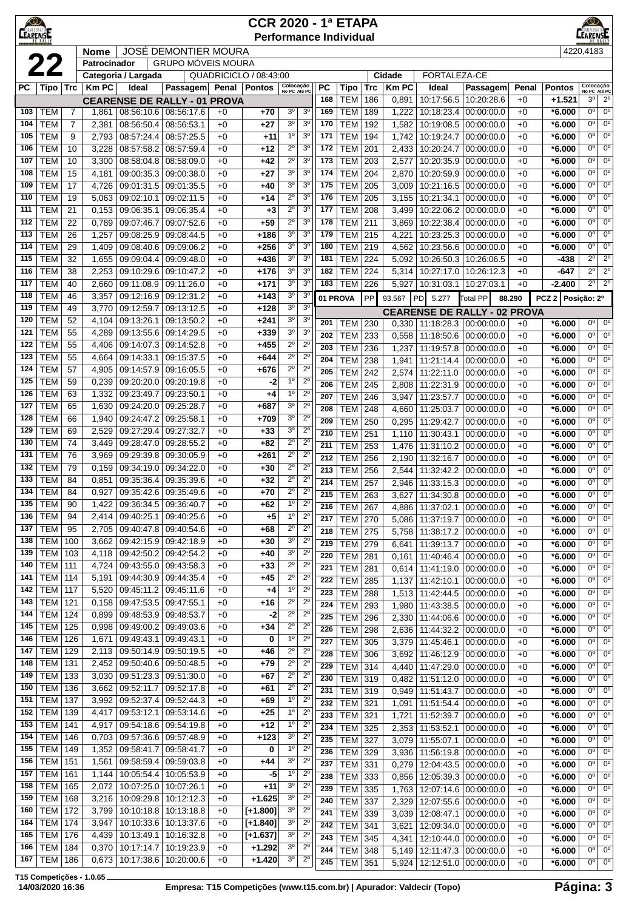# CCR 2020 - 1ª ETAPA
## Performance Individual

**22**

| Nome | JOSÉ DEMONTIER MOURA | | 4220,4183 |
|---|---|---|---|
| Patrocinador | GRUPO MÓVEIS MOURA | | |
| Categoria / Largada | QUADRICICLO / 08:43:00 | Cidade | FORTALEZA-CE |

### CEARENSE DE RALLY - 01 PROVA

| PC | Tipo | Trc | Km PC | Ideal | Passagem | Penal | Pontos | Colocação No PC | Colocação Até PC |
|---|---|---|---|---|---|---|---|---|---|
| 103 | TEM | 7 | 1,861 | 08:56:10.6 | 08:56:17.6 | +0 | +70 | 3º | 3º |
| 104 | TEM | 7 | 2,381 | 08:56:50.4 | 08:56:53.1 | +0 | +27 | 3º | 3º |
| 105 | TEM | 9 | 2,793 | 08:57:24.4 | 08:57:25.5 | +0 | +11 | 1º | 3º |
| 106 | TEM | 10 | 3,228 | 08:57:58.2 | 08:57:59.4 | +0 | +12 | 2º | 3º |
| 107 | TEM | 10 | 3,300 | 08:58:04.8 | 08:58:09.0 | +0 | +42 | 2º | 3º |
| 108 | TEM | 15 | 4,181 | 09:00:35.3 | 09:00:38.0 | +0 | +27 | 3º | 3º |
| 109 | TEM | 17 | 4,726 | 09:01:31.5 | 09:01:35.5 | +0 | +40 | 3º | 3º |
| 110 | TEM | 19 | 5,063 | 09:02:10.1 | 09:02:11.5 | +0 | +14 | 2º | 3º |
| 111 | TEM | 21 | 0,153 | 09:06:35.1 | 09:06:35.4 | +0 | +3 | 2º | 3º |
| 112 | TEM | 22 | 0,789 | 09:07:46.7 | 09:07:52.6 | +0 | +59 | 2º | 3º |
| 113 | TEM | 26 | 1,257 | 09:08:25.9 | 09:08:44.5 | +0 | +186 | 3º | 3º |
| 114 | TEM | 29 | 1,409 | 09:08:40.6 | 09:09:06.2 | +0 | +256 | 3º | 3º |
| 115 | TEM | 32 | 1,655 | 09:09:04.4 | 09:09:48.0 | +0 | +436 | 3º | 3º |
| 116 | TEM | 38 | 2,253 | 09:10:29.6 | 09:10:47.2 | +0 | +176 | 3º | 3º |
| 117 | TEM | 40 | 2,660 | 09:11:08.9 | 09:11:26.0 | +0 | +171 | 3º | 3º |
| 118 | TEM | 46 | 3,357 | 09:12:16.9 | 09:12:31.2 | +0 | +143 | 3º | 3º |
| 119 | TEM | 49 | 3,770 | 09:12:59.7 | 09:13:12.5 | +0 | +128 | 3º | 3º |
| 120 | TEM | 52 | 4,104 | 09:13:26.1 | 09:13:50.2 | +0 | +241 | 3º | 3º |
| 121 | TEM | 55 | 4,289 | 09:13:55.6 | 09:14:29.5 | +0 | +339 | 3º | 3º |
| 122 | TEM | 55 | 4,406 | 09:14:07.3 | 09:14:52.8 | +0 | +455 | 2º | 2º |
| 123 | TEM | 55 | 4,664 | 09:14:33.1 | 09:15:37.5 | +0 | +644 | 2º | 2º |
| 124 | TEM | 57 | 4,905 | 09:14:57.9 | 09:16:05.5 | +0 | +676 | 2º | 2º |
| 125 | TEM | 59 | 0,239 | 09:20:20.0 | 09:20:19.8 | +0 | -2 | 1º | 2º |
| 126 | TEM | 63 | 1,332 | 09:23:49.7 | 09:23:50.1 | +0 | +4 | 1º | 2º |
| 127 | TEM | 65 | 1,630 | 09:24:20.0 | 09:25:28.7 | +0 | +687 | 3º | 2º |
| 128 | TEM | 66 | 1,940 | 09:24:47.2 | 09:25:58.1 | +0 | +709 | 3º | 2º |
| 129 | TEM | 69 | 2,529 | 09:27:29.4 | 09:27:32.7 | +0 | +33 | 3º | 2º |
| 130 | TEM | 74 | 3,449 | 09:28:47.0 | 09:28:55.2 | +0 | +82 | 2º | 2º |
| 131 | TEM | 76 | 3,969 | 09:29:39.8 | 09:30:05.9 | +0 | +261 | 2º | 2º |
| 132 | TEM | 79 | 0,159 | 09:34:19.0 | 09:34:22.0 | +0 | +30 | 2º | 2º |
| 133 | TEM | 84 | 0,851 | 09:35:36.4 | 09:35:39.6 | +0 | +32 | 2º | 2º |
| 134 | TEM | 84 | 0,927 | 09:35:42.6 | 09:35:49.6 | +0 | +70 | 2º | 2º |
| 135 | TEM | 90 | 1,422 | 09:36:34.5 | 09:36:40.7 | +0 | +62 | 1º | 2º |
| 136 | TEM | 94 | 2,414 | 09:40:25.1 | 09:40:25.6 | +0 | +5 | 1º | 2º |
| 137 | TEM | 95 | 2,705 | 09:40:47.8 | 09:40:54.6 | +0 | +68 | 2º | 2º |
| 138 | TEM | 100 | 3,662 | 09:42:15.9 | 09:42:18.9 | +0 | +30 | 3º | 2º |
| 139 | TEM | 103 | 4,118 | 09:42:50.2 | 09:42:54.2 | +0 | +40 | 3º | 2º |
| 140 | TEM | 111 | 4,724 | 09:43:55.0 | 09:43:58.3 | +0 | +33 | 2º | 2º |
| 141 | TEM | 114 | 5,191 | 09:44:30.9 | 09:44:35.4 | +0 | +45 | 2º | 2º |
| 142 | TEM | 117 | 5,520 | 09:45:11.2 | 09:45:11.6 | +0 | +4 | 1º | 2º |
| 143 | TEM | 121 | 0,158 | 09:47:53.5 | 09:47:55.1 | +0 | +16 | 2º | 2º |
| 144 | TEM | 124 | 0,899 | 09:48:53.9 | 09:48:53.7 | +0 | -2 | 2º | 2º |
| 145 | TEM | 125 | 0,998 | 09:49:00.2 | 09:49:03.6 | +0 | +34 | 2º | 2º |
| 146 | TEM | 126 | 1,671 | 09:49:43.1 | 09:49:43.1 | +0 | 0 | 1º | 2º |
| 147 | TEM | 129 | 2,113 | 09:50:14.9 | 09:50:19.5 | +0 | +46 | 2º | 2º |
| 148 | TEM | 131 | 2,452 | 09:50:40.6 | 09:50:48.5 | +0 | +79 | 2º | 2º |
| 149 | TEM | 133 | 3,030 | 09:51:23.3 | 09:51:30.0 | +0 | +67 | 2º | 2º |
| 150 | TEM | 136 | 3,662 | 09:52:11.7 | 09:52:17.8 | +0 | +61 | 2º | 2º |
| 151 | TEM | 137 | 3,992 | 09:52:37.4 | 09:52:44.3 | +0 | +69 | 1º | 2º |
| 152 | TEM | 139 | 4,417 | 09:53:12.1 | 09:53:14.6 | +0 | +25 | 1º | 2º |
| 153 | TEM | 141 | 4,917 | 09:54:18.6 | 09:54:19.8 | +0 | +12 | 1º | 2º |
| 154 | TEM | 146 | 0,703 | 09:57:36.6 | 09:57:48.9 | +0 | +123 | 3º | 2º |
| 155 | TEM | 149 | 1,352 | 09:58:41.7 | 09:58:41.7 | +0 | 0 | 1º | 2º |
| 156 | TEM | 151 | 1,561 | 09:58:59.4 | 09:59:03.8 | +0 | +44 | 3º | 2º |
| 157 | TEM | 161 | 1,144 | 10:05:54.4 | 10:05:53.9 | +0 | -5 | 1º | 2º |
| 158 | TEM | 165 | 2,072 | 10:07:25.0 | 10:07:26.1 | +0 | +11 | 3º | 2º |
| 159 | TEM | 168 | 3,216 | 10:09:29.8 | 10:12:12.3 | +0 | +1.625 | 3º | 2º |
| 160 | TEM | 172 | 3,799 | 10:10:18.8 | 10:13:18.8 | +0 | [+1.800] | 3º | 2º |
| 164 | TEM | 174 | 3,947 | 10:10:33.6 | 10:13:37.6 | +0 | [+1.840] | 3º | 2º |
| 165 | TEM | 176 | 4,439 | 10:13:49.1 | 10:16:32.8 | +0 | [+1.637] | 3º | 2º |
| 166 | TEM | 184 | 0,370 | 10:17:14.7 | 10:19:23.9 | +0 | +1.292 | 3º | 2º |
| 167 | TEM | 186 | 0,673 | 10:17:38.6 | 10:20:00.6 | +0 | +1.420 | 3º | 2º |
| 168 | TEM | 186 | 0,891 | 10:17:56.5 | 10:20:28.6 | +0 | +1.521 | 3º | 2º |
| 169 | TEM | 189 | 1,222 | 10:18:23.4 | 00:00:00.0 | +0 | *6.000 | 0º | 0º |
| 170 | TEM | 192 | 1,582 | 10:19:08.5 | 00:00:00.0 | +0 | *6.000 | 0º | 0º |
| 171 | TEM | 194 | 1,742 | 10:19:24.7 | 00:00:00.0 | +0 | *6.000 | 0º | 0º |
| 172 | TEM | 201 | 2,433 | 10:20:24.7 | 00:00:00.0 | +0 | *6.000 | 0º | 0º |
| 173 | TEM | 203 | 2,577 | 10:20:35.9 | 00:00:00.0 | +0 | *6.000 | 0º | 0º |
| 174 | TEM | 204 | 2,870 | 10:20:59.9 | 00:00:00.0 | +0 | *6.000 | 0º | 0º |
| 175 | TEM | 205 | 3,009 | 10:21:16.5 | 00:00:00.0 | +0 | *6.000 | 0º | 0º |
| 176 | TEM | 205 | 3,155 | 10:21:34.1 | 00:00:00.0 | +0 | *6.000 | 0º | 0º |
| 177 | TEM | 208 | 3,499 | 10:22:06.2 | 00:00:00.0 | +0 | *6.000 | 0º | 0º |
| 178 | TEM | 211 | 3,869 | 10:22:38.4 | 00:00:00.0 | +0 | *6.000 | 0º | 0º |
| 179 | TEM | 215 | 4,221 | 10:23:25.3 | 00:00:00.0 | +0 | *6.000 | 0º | 0º |
| 180 | TEM | 219 | 4,562 | 10:23:56.6 | 00:00:00.0 | +0 | *6.000 | 0º | 0º |
| 181 | TEM | 224 | 5,092 | 10:26:50.3 | 10:26:06.5 | +0 | -438 | 2º | 2º |
| 182 | TEM | 224 | 5,314 | 10:27:17.0 | 10:26:12.3 | +0 | -647 | 2º | 2º |
| 183 | TEM | 226 | 5,927 | 10:31:03.1 | 10:27:03.1 | +0 | -2.400 | 2º | 2º |

**01 PROVA** | PP 93.567 | PD 5.277 | Total PP 88.290 | PCZ 2 | Posição: 2º

### CEARENSE DE RALLY - 02 PROVA

| PC | Tipo | Trc | Km PC | Ideal | Passagem | Penal | Pontos | Colocação No PC | Colocação Até PC |
|---|---|---|---|---|---|---|---|---|---|
| 201 | TEM | 230 | 0,330 | 11:18:28.3 | 00:00:00.0 | +0 | *6.000 | 0º | 0º |
| 202 | TEM | 233 | 0,558 | 11:18:50.6 | 00:00:00.0 | +0 | *6.000 | 0º | 0º |
| 203 | TEM | 236 | 1,237 | 11:19:57.8 | 00:00:00.0 | +0 | *6.000 | 0º | 0º |
| 204 | TEM | 238 | 1,941 | 11:21:14.4 | 00:00:00.0 | +0 | *6.000 | 0º | 0º |
| 205 | TEM | 242 | 2,574 | 11:22:11.0 | 00:00:00.0 | +0 | *6.000 | 0º | 0º |
| 206 | TEM | 245 | 2,808 | 11:22:31.9 | 00:00:00.0 | +0 | *6.000 | 0º | 0º |
| 207 | TEM | 246 | 3,947 | 11:23:57.7 | 00:00:00.0 | +0 | *6.000 | 0º | 0º |
| 208 | TEM | 248 | 4,660 | 11:25:03.7 | 00:00:00.0 | +0 | *6.000 | 0º | 0º |
| 209 | TEM | 250 | 0,295 | 11:29:42.7 | 00:00:00.0 | +0 | *6.000 | 0º | 0º |
| 210 | TEM | 251 | 1,110 | 11:30:43.1 | 00:00:00.0 | +0 | *6.000 | 0º | 0º |
| 211 | TEM | 253 | 1,476 | 11:31:10.2 | 00:00:00.0 | +0 | *6.000 | 0º | 0º |
| 212 | TEM | 256 | 2,190 | 11:32:16.7 | 00:00:00.0 | +0 | *6.000 | 0º | 0º |
| 213 | TEM | 256 | 2,544 | 11:32:42.2 | 00:00:00.0 | +0 | *6.000 | 0º | 0º |
| 214 | TEM | 257 | 2,946 | 11:33:15.3 | 00:00:00.0 | +0 | *6.000 | 0º | 0º |
| 215 | TEM | 263 | 3,627 | 11:34:30.8 | 00:00:00.0 | +0 | *6.000 | 0º | 0º |
| 216 | TEM | 267 | 4,886 | 11:37:02.1 | 00:00:00.0 | +0 | *6.000 | 0º | 0º |
| 217 | TEM | 270 | 5,086 | 11:37:19.7 | 00:00:00.0 | +0 | *6.000 | 0º | 0º |
| 218 | TEM | 275 | 5,758 | 11:38:17.2 | 00:00:00.0 | +0 | *6.000 | 0º | 0º |
| 219 | TEM | 279 | 6,641 | 11:39:13.7 | 00:00:00.0 | +0 | *6.000 | 0º | 0º |
| 220 | TEM | 281 | 0,161 | 11:40:46.4 | 00:00:00.0 | +0 | *6.000 | 0º | 0º |
| 221 | TEM | 281 | 0,614 | 11:41:19.0 | 00:00:00.0 | +0 | *6.000 | 0º | 0º |
| 222 | TEM | 285 | 1,137 | 11:42:10.1 | 00:00:00.0 | +0 | *6.000 | 0º | 0º |
| 223 | TEM | 288 | 1,513 | 11:42:44.5 | 00:00:00.0 | +0 | *6.000 | 0º | 0º |
| 224 | TEM | 293 | 1,980 | 11:43:38.5 | 00:00:00.0 | +0 | *6.000 | 0º | 0º |
| 225 | TEM | 296 | 2,330 | 11:44:06.6 | 00:00:00.0 | +0 | *6.000 | 0º | 0º |
| 226 | TEM | 298 | 2,636 | 11:44:32.2 | 00:00:00.0 | +0 | *6.000 | 0º | 0º |
| 227 | TEM | 305 | 3,379 | 11:45:46.1 | 00:00:00.0 | +0 | *6.000 | 0º | 0º |
| 228 | TEM | 306 | 3,692 | 11:46:12.9 | 00:00:00.0 | +0 | *6.000 | 0º | 0º |
| 229 | TEM | 314 | 4,440 | 11:47:29.0 | 00:00:00.0 | +0 | *6.000 | 0º | 0º |
| 230 | TEM | 319 | 0,482 | 11:51:12.0 | 00:00:00.0 | +0 | *6.000 | 0º | 0º |
| 231 | TEM | 319 | 0,949 | 11:51:43.7 | 00:00:00.0 | +0 | *6.000 | 0º | 0º |
| 232 | TEM | 321 | 1,091 | 11:51:54.4 | 00:00:00.0 | +0 | *6.000 | 0º | 0º |
| 233 | TEM | 321 | 1,721 | 11:52:39.7 | 00:00:00.0 | +0 | *6.000 | 0º | 0º |
| 234 | TEM | 325 | 2,353 | 11:53:52.1 | 00:00:00.0 | +0 | *6.000 | 0º | 0º |
| 235 | TEM | 327 | 3,079 | 11:55:07.1 | 00:00:00.0 | +0 | *6.000 | 0º | 0º |
| 236 | TEM | 329 | 3,936 | 11:56:19.8 | 00:00:00.0 | +0 | *6.000 | 0º | 0º |
| 237 | TEM | 331 | 0,279 | 12:04:43.5 | 00:00:00.0 | +0 | *6.000 | 0º | 0º |
| 238 | TEM | 333 | 0,856 | 12:05:39.3 | 00:00:00.0 | +0 | *6.000 | 0º | 0º |
| 239 | TEM | 335 | 1,763 | 12:07:14.6 | 00:00:00.0 | +0 | *6.000 | 0º | 0º |
| 240 | TEM | 337 | 2,329 | 12:07:55.6 | 00:00:00.0 | +0 | *6.000 | 0º | 0º |
| 241 | TEM | 339 | 3,039 | 12:08:47.1 | 00:00:00.0 | +0 | *6.000 | 0º | 0º |
| 242 | TEM | 341 | 3,621 | 12:09:34.0 | 00:00:00.0 | +0 | *6.000 | 0º | 0º |
| 243 | TEM | 345 | 4,341 | 12:10:44.0 | 00:00:00.0 | +0 | *6.000 | 0º | 0º |
| 244 | TEM | 348 | 5,149 | 12:11:47.3 | 00:00:00.0 | +0 | *6.000 | 0º | 0º |
| 245 | TEM | 351 | 5,924 | 12:12:51.0 | 00:00:00.0 | +0 | *6.000 | 0º | 0º |

T15 Competições - 1.0.65
14/03/2020 16:36 — Empresa: T15 Competições (www.t15.com.br) | Apurador: Valdecir (Topo)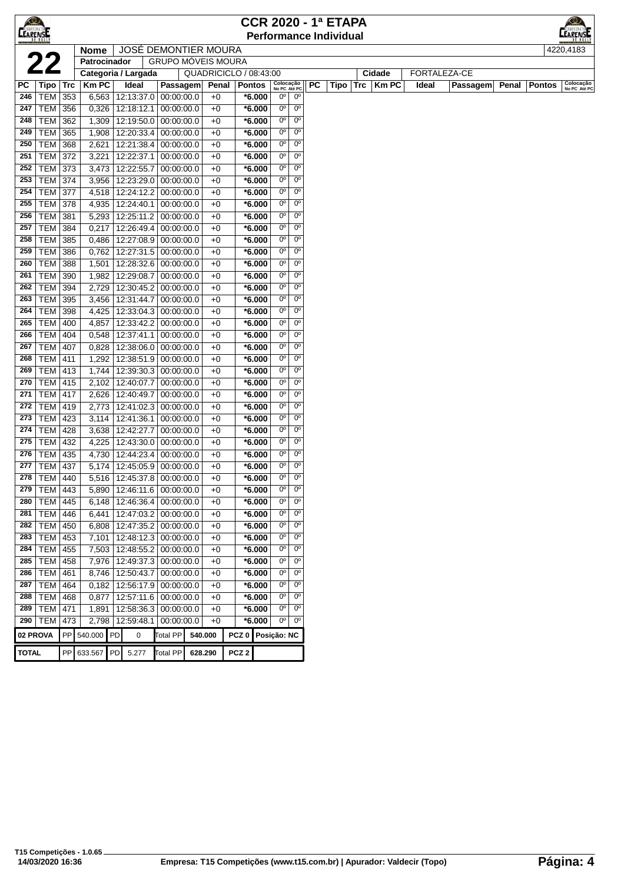# CCR 2020 - 1ª ETAPA

## Performance Individual

**22**

| Nome | JOSÉ DEMONTIER MOURA | | 4220,4183 |
|---|---|---|---|
| Patrocinador | GRUPO MÓVEIS MOURA | | |
| Categoria / Largada | QUADRICICLO / 08:43:00 | Cidade | FORTALEZA-CE |

| PC | Tipo | Trc | Km PC | Ideal | Passagem | Penal | Pontos | Colocação No PC | Colocação Até PC |
|---|---|---|---|---|---|---|---|---|---|
| 246 | TEM | 353 | 6,563 | 12:13:37.0 | 00:00:00.0 | +0 | *6.000 | 0º | 0º |
| 247 | TEM | 356 | 0,326 | 12:18:12.1 | 00:00:00.0 | +0 | *6.000 | 0º | 0º |
| 248 | TEM | 362 | 1,309 | 12:19:50.0 | 00:00:00.0 | +0 | *6.000 | 0º | 0º |
| 249 | TEM | 365 | 1,908 | 12:20:33.4 | 00:00:00.0 | +0 | *6.000 | 0º | 0º |
| 250 | TEM | 368 | 2,621 | 12:21:38.4 | 00:00:00.0 | +0 | *6.000 | 0º | 0º |
| 251 | TEM | 372 | 3,221 | 12:22:37.1 | 00:00:00.0 | +0 | *6.000 | 0º | 0º |
| 252 | TEM | 373 | 3,473 | 12:22:55.7 | 00:00:00.0 | +0 | *6.000 | 0º | 0º |
| 253 | TEM | 374 | 3,956 | 12:23:29.0 | 00:00:00.0 | +0 | *6.000 | 0º | 0º |
| 254 | TEM | 377 | 4,518 | 12:24:12.2 | 00:00:00.0 | +0 | *6.000 | 0º | 0º |
| 255 | TEM | 378 | 4,935 | 12:24:40.1 | 00:00:00.0 | +0 | *6.000 | 0º | 0º |
| 256 | TEM | 381 | 5,293 | 12:25:11.2 | 00:00:00.0 | +0 | *6.000 | 0º | 0º |
| 257 | TEM | 384 | 0,217 | 12:26:49.4 | 00:00:00.0 | +0 | *6.000 | 0º | 0º |
| 258 | TEM | 385 | 0,486 | 12:27:08.9 | 00:00:00.0 | +0 | *6.000 | 0º | 0º |
| 259 | TEM | 386 | 0,762 | 12:27:31.5 | 00:00:00.0 | +0 | *6.000 | 0º | 0º |
| 260 | TEM | 388 | 1,501 | 12:28:32.6 | 00:00:00.0 | +0 | *6.000 | 0º | 0º |
| 261 | TEM | 390 | 1,982 | 12:29:08.7 | 00:00:00.0 | +0 | *6.000 | 0º | 0º |
| 262 | TEM | 394 | 2,729 | 12:30:45.2 | 00:00:00.0 | +0 | *6.000 | 0º | 0º |
| 263 | TEM | 395 | 3,456 | 12:31:44.7 | 00:00:00.0 | +0 | *6.000 | 0º | 0º |
| 264 | TEM | 398 | 4,425 | 12:33:04.3 | 00:00:00.0 | +0 | *6.000 | 0º | 0º |
| 265 | TEM | 400 | 4,857 | 12:33:42.2 | 00:00:00.0 | +0 | *6.000 | 0º | 0º |
| 266 | TEM | 404 | 0,548 | 12:37:41.1 | 00:00:00.0 | +0 | *6.000 | 0º | 0º |
| 267 | TEM | 407 | 0,828 | 12:38:06.0 | 00:00:00.0 | +0 | *6.000 | 0º | 0º |
| 268 | TEM | 411 | 1,292 | 12:38:51.9 | 00:00:00.0 | +0 | *6.000 | 0º | 0º |
| 269 | TEM | 413 | 1,744 | 12:39:30.3 | 00:00:00.0 | +0 | *6.000 | 0º | 0º |
| 270 | TEM | 415 | 2,102 | 12:40:07.7 | 00:00:00.0 | +0 | *6.000 | 0º | 0º |
| 271 | TEM | 417 | 2,626 | 12:40:49.7 | 00:00:00.0 | +0 | *6.000 | 0º | 0º |
| 272 | TEM | 419 | 2,773 | 12:41:02.3 | 00:00:00.0 | +0 | *6.000 | 0º | 0º |
| 273 | TEM | 423 | 3,114 | 12:41:36.1 | 00:00:00.0 | +0 | *6.000 | 0º | 0º |
| 274 | TEM | 428 | 3,638 | 12:42:27.7 | 00:00:00.0 | +0 | *6.000 | 0º | 0º |
| 275 | TEM | 432 | 4,225 | 12:43:30.0 | 00:00:00.0 | +0 | *6.000 | 0º | 0º |
| 276 | TEM | 435 | 4,730 | 12:44:23.4 | 00:00:00.0 | +0 | *6.000 | 0º | 0º |
| 277 | TEM | 437 | 5,174 | 12:45:05.9 | 00:00:00.0 | +0 | *6.000 | 0º | 0º |
| 278 | TEM | 440 | 5,516 | 12:45:37.8 | 00:00:00.0 | +0 | *6.000 | 0º | 0º |
| 279 | TEM | 443 | 5,890 | 12:46:11.6 | 00:00:00.0 | +0 | *6.000 | 0º | 0º |
| 280 | TEM | 445 | 6,148 | 12:46:36.4 | 00:00:00.0 | +0 | *6.000 | 0º | 0º |
| 281 | TEM | 446 | 6,441 | 12:47:03.2 | 00:00:00.0 | +0 | *6.000 | 0º | 0º |
| 282 | TEM | 450 | 6,808 | 12:47:35.2 | 00:00:00.0 | +0 | *6.000 | 0º | 0º |
| 283 | TEM | 453 | 7,101 | 12:48:12.3 | 00:00:00.0 | +0 | *6.000 | 0º | 0º |
| 284 | TEM | 455 | 7,503 | 12:48:55.2 | 00:00:00.0 | +0 | *6.000 | 0º | 0º |
| 285 | TEM | 458 | 7,976 | 12:49:37.3 | 00:00:00.0 | +0 | *6.000 | 0º | 0º |
| 286 | TEM | 461 | 8,746 | 12:50:43.7 | 00:00:00.0 | +0 | *6.000 | 0º | 0º |
| 287 | TEM | 464 | 0,182 | 12:56:17.9 | 00:00:00.0 | +0 | *6.000 | 0º | 0º |
| 288 | TEM | 468 | 0,877 | 12:57:11.6 | 00:00:00.0 | +0 | *6.000 | 0º | 0º |
| 289 | TEM | 471 | 1,891 | 12:58:36.3 | 00:00:00.0 | +0 | *6.000 | 0º | 0º |
| 290 | TEM | 473 | 2,798 | 12:59:48.1 | 00:00:00.0 | +0 | *6.000 | 0º | 0º |

| | | | | | | | | |
|---|---|---|---|---|---|---|---|---|
| 02 PROVA | PP | 540.000 | PD | 0 | Total PP | 540.000 | PCZ 0 | Posição: NC |
| TOTAL | PP | 633.567 | PD | 5.277 | Total PP | 628.290 | PCZ 2 | |

T15 Competições - 1.0.65
14/03/2020 16:36
Empresa: T15 Competições (www.t15.com.br) | Apurador: Valdecir (Topo)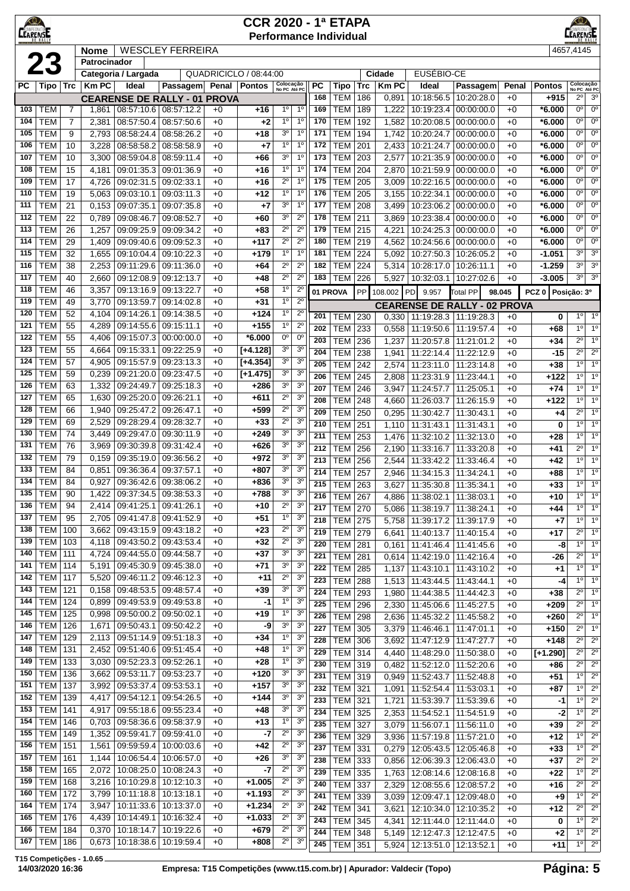# CCR 2020 - 1ª ETAPA
## Performance Individual

**23**

| Nome | WESCLEY FERREIRA | | 4657,4145 |
|---|---|---|---|
| Patrocinador | | | |
| Categoria / Largada | QUADRICICLO / 08:44:00 | Cidade | EUSÉBIO-CE |

| PC | Tipo | Trc | Km PC | Ideal | Passagem | Penal | Pontos | Colocação No PC | Colocação Até PC |
|---|---|---|---|---|---|---|---|---|---|
| | | | | **CEARENSE DE RALLY - 01 PROVA** | | | | | |
| 103 | TEM | 7 | 1,861 | 08:57:10.6 | 08:57:12.2 | +0 | +16 | 1º | 1º |
| 104 | TEM | 7 | 2,381 | 08:57:50.4 | 08:57:50.6 | +0 | +2 | 1º | 1º |
| 105 | TEM | 9 | 2,793 | 08:58:24.4 | 08:58:26.2 | +0 | +18 | 3º | 1º |
| 106 | TEM | 10 | 3,228 | 08:58:58.2 | 08:58:58.9 | +0 | +7 | 1º | 1º |
| 107 | TEM | 10 | 3,300 | 08:59:04.8 | 08:59:11.4 | +0 | +66 | 3º | 1º |
| 108 | TEM | 15 | 4,181 | 09:01:35.3 | 09:01:36.9 | +0 | +16 | 1º | 1º |
| 109 | TEM | 17 | 4,726 | 09:02:31.5 | 09:02:33.1 | +0 | +16 | 2º | 1º |
| 110 | TEM | 19 | 5,063 | 09:03:10.1 | 09:03:11.3 | +0 | +12 | 1º | 1º |
| 111 | TEM | 21 | 0,153 | 09:07:35.1 | 09:07:35.8 | +0 | +7 | 3º | 1º |
| 112 | TEM | 22 | 0,789 | 09:08:46.7 | 09:08:52.7 | +0 | +60 | 3º | 2º |
| 113 | TEM | 26 | 1,257 | 09:09:25.9 | 09:09:34.2 | +0 | +83 | 2º | 2º |
| 114 | TEM | 29 | 1,409 | 09:09:40.6 | 09:09:52.3 | +0 | +117 | 2º | 2º |
| 115 | TEM | 32 | 1,655 | 09:10:04.4 | 09:10:22.3 | +0 | +179 | 1º | 1º |
| 116 | TEM | 38 | 2,253 | 09:11:29.6 | 09:11:36.0 | +0 | +64 | 2º | 2º |
| 117 | TEM | 40 | 2,660 | 09:12:08.9 | 09:12:13.7 | +0 | +48 | 2º | 2º |
| 118 | TEM | 46 | 3,357 | 09:13:16.9 | 09:13:22.7 | +0 | +58 | 1º | 2º |
| 119 | TEM | 49 | 3,770 | 09:13:59.7 | 09:14:02.8 | +0 | +31 | 1º | 2º |
| 120 | TEM | 52 | 4,104 | 09:14:26.1 | 09:14:38.5 | +0 | +124 | 1º | 2º |
| 121 | TEM | 55 | 4,289 | 09:14:55.6 | 09:15:11.1 | +0 | +155 | 1º | 2º |
| 122 | TEM | 55 | 4,406 | 09:15:07.3 | 00:00:00.0 | +0 | *6.000 | 0º | 0º |
| 123 | TEM | 55 | 4,664 | 09:15:33.1 | 09:22:25.9 | +0 | [+4.128] | 3º | 3º |
| 124 | TEM | 57 | 4,905 | 09:15:57.9 | 09:23:13.3 | +0 | [+4.354] | 3º | 3º |
| 125 | TEM | 59 | 0,239 | 09:21:20.0 | 09:23:47.5 | +0 | [+1.475] | 3º | 3º |
| 126 | TEM | 63 | 1,332 | 09:24:49.7 | 09:25:18.3 | +0 | +286 | 3º | 3º |
| 127 | TEM | 65 | 1,630 | 09:25:20.0 | 09:26:21.1 | +0 | +611 | 2º | 3º |
| 128 | TEM | 66 | 1,940 | 09:25:47.2 | 09:26:47.1 | +0 | +599 | 2º | 3º |
| 129 | TEM | 69 | 2,529 | 09:28:29.4 | 09:28:32.7 | +0 | +33 | 2º | 3º |
| 130 | TEM | 74 | 3,449 | 09:29:47.0 | 09:30:11.9 | +0 | +249 | 3º | 3º |
| 131 | TEM | 76 | 3,969 | 09:30:39.8 | 09:31:42.4 | +0 | +626 | 3º | 3º |
| 132 | TEM | 79 | 0,159 | 09:35:19.0 | 09:36:56.2 | +0 | +972 | 3º | 3º |
| 133 | TEM | 84 | 0,851 | 09:36:36.4 | 09:37:57.1 | +0 | +807 | 3º | 3º |
| 134 | TEM | 84 | 0,927 | 09:36:42.6 | 09:38:06.2 | +0 | +836 | 3º | 3º |
| 135 | TEM | 90 | 1,422 | 09:37:34.5 | 09:38:53.3 | +0 | +788 | 3º | 3º |
| 136 | TEM | 94 | 2,414 | 09:41:25.1 | 09:41:26.1 | +0 | +10 | 2º | 3º |
| 137 | TEM | 95 | 2,705 | 09:41:47.8 | 09:41:52.9 | +0 | +51 | 1º | 3º |
| 138 | TEM | 100 | 3,662 | 09:43:15.9 | 09:43:18.2 | +0 | +23 | 2º | 3º |
| 139 | TEM | 103 | 4,118 | 09:43:50.2 | 09:43:53.4 | +0 | +32 | 2º | 3º |
| 140 | TEM | 111 | 4,724 | 09:44:55.0 | 09:44:58.7 | +0 | +37 | 3º | 3º |
| 141 | TEM | 114 | 5,191 | 09:45:30.9 | 09:45:38.0 | +0 | +71 | 3º | 3º |
| 142 | TEM | 117 | 5,520 | 09:46:11.2 | 09:46:12.3 | +0 | +11 | 2º | 3º |
| 143 | TEM | 121 | 0,158 | 09:48:53.5 | 09:48:57.4 | +0 | +39 | 3º | 3º |
| 144 | TEM | 124 | 0,899 | 09:49:53.9 | 09:49:53.8 | +0 | -1 | 1º | 3º |
| 145 | TEM | 125 | 0,998 | 09:50:00.2 | 09:50:02.1 | +0 | +19 | 1º | 3º |
| 146 | TEM | 126 | 1,671 | 09:50:43.1 | 09:50:42.2 | +0 | -9 | 3º | 3º |
| 147 | TEM | 129 | 2,113 | 09:51:14.9 | 09:51:18.3 | +0 | +34 | 1º | 3º |
| 148 | TEM | 131 | 2,452 | 09:51:40.6 | 09:51:45.4 | +0 | +48 | 1º | 3º |
| 149 | TEM | 133 | 3,030 | 09:52:23.3 | 09:52:26.1 | +0 | +28 | 1º | 3º |
| 150 | TEM | 136 | 3,662 | 09:53:11.7 | 09:53:23.7 | +0 | +120 | 3º | 3º |
| 151 | TEM | 137 | 3,992 | 09:53:37.4 | 09:53:53.1 | +0 | +157 | 3º | 3º |
| 152 | TEM | 139 | 4,417 | 09:54:12.1 | 09:54:26.5 | +0 | +144 | 3º | 3º |
| 153 | TEM | 141 | 4,917 | 09:55:18.6 | 09:55:23.4 | +0 | +48 | 3º | 3º |
| 154 | TEM | 146 | 0,703 | 09:58:36.6 | 09:58:37.9 | +0 | +13 | 1º | 3º |
| 155 | TEM | 149 | 1,352 | 09:59:41.7 | 09:59:41.0 | +0 | -7 | 2º | 3º |
| 156 | TEM | 151 | 1,561 | 09:59:59.4 | 10:00:03.6 | +0 | +42 | 2º | 3º |
| 157 | TEM | 161 | 1,144 | 10:06:54.4 | 10:06:57.0 | +0 | +26 | 3º | 3º |
| 158 | TEM | 165 | 2,072 | 10:08:25.0 | 10:08:24.3 | +0 | -7 | 2º | 3º |
| 159 | TEM | 168 | 3,216 | 10:10:29.8 | 10:12:10.3 | +0 | +1.005 | 2º | 3º |
| 160 | TEM | 172 | 3,799 | 10:11:18.8 | 10:13:18.1 | +0 | +1.193 | 2º | 3º |
| 164 | TEM | 174 | 3,947 | 10:11:33.6 | 10:13:37.0 | +0 | +1.234 | 2º | 3º |
| 165 | TEM | 176 | 4,439 | 10:14:49.1 | 10:16:32.4 | +0 | +1.033 | 2º | 3º |
| 166 | TEM | 184 | 0,370 | 10:18:14.7 | 10:19:22.6 | +0 | +679 | 2º | 3º |
| 167 | TEM | 186 | 0,673 | 10:18:38.6 | 10:19:59.4 | +0 | +808 | 2º | 3º |
| 168 | TEM | 186 | 0,891 | 10:18:56.5 | 10:20:28.0 | +0 | +915 | 2º | 3º |
| 169 | TEM | 189 | 1,222 | 10:19:23.4 | 00:00:00.0 | +0 | *6.000 | 0º | 0º |
| 170 | TEM | 192 | 1,582 | 10:20:08.5 | 00:00:00.0 | +0 | *6.000 | 0º | 0º |
| 171 | TEM | 194 | 1,742 | 10:20:24.7 | 00:00:00.0 | +0 | *6.000 | 0º | 0º |
| 172 | TEM | 201 | 2,433 | 10:21:24.7 | 00:00:00.0 | +0 | *6.000 | 0º | 0º |
| 173 | TEM | 203 | 2,577 | 10:21:35.9 | 00:00:00.0 | +0 | *6.000 | 0º | 0º |
| 174 | TEM | 204 | 2,870 | 10:21:59.9 | 00:00:00.0 | +0 | *6.000 | 0º | 0º |
| 175 | TEM | 205 | 3,009 | 10:22:16.5 | 00:00:00.0 | +0 | *6.000 | 0º | 0º |
| 176 | TEM | 205 | 3,155 | 10:22:34.1 | 00:00:00.0 | +0 | *6.000 | 0º | 0º |
| 177 | TEM | 208 | 3,499 | 10:23:06.2 | 00:00:00.0 | +0 | *6.000 | 0º | 0º |
| 178 | TEM | 211 | 3,869 | 10:23:38.4 | 00:00:00.0 | +0 | *6.000 | 0º | 0º |
| 179 | TEM | 215 | 4,221 | 10:24:25.3 | 00:00:00.0 | +0 | *6.000 | 0º | 0º |
| 180 | TEM | 219 | 4,562 | 10:24:56.6 | 00:00:00.0 | +0 | *6.000 | 0º | 0º |
| 181 | TEM | 224 | 5,092 | 10:27:50.3 | 10:26:05.2 | +0 | -1.051 | 3º | 3º |
| 182 | TEM | 224 | 5,314 | 10:28:17.0 | 10:26:11.1 | +0 | -1.259 | 3º | 3º |
| 183 | TEM | 226 | 5,927 | 10:32:03.1 | 10:27:02.6 | +0 | -3.005 | 3º | 3º |

**01 PROVA** — PP 108.002 — PD 9.957 — Total PP 98.045 — PCZ 0 — Posição: 3º

| PC | Tipo | Trc | Km PC | Ideal | Passagem | Penal | Pontos | Colocação No PC | Colocação Até PC |
|---|---|---|---|---|---|---|---|---|---|
| | | | | **CEARENSE DE RALLY - 02 PROVA** | | | | | |
| 201 | TEM | 230 | 0,330 | 11:19:28.3 | 11:19:28.3 | +0 | 0 | 1º | 1º |
| 202 | TEM | 233 | 0,558 | 11:19:50.6 | 11:19:57.4 | +0 | +68 | 1º | 1º |
| 203 | TEM | 236 | 1,237 | 11:20:57.8 | 11:21:01.2 | +0 | +34 | 2º | 1º |
| 204 | TEM | 238 | 1,941 | 11:22:14.4 | 11:22:12.9 | +0 | -15 | 2º | 2º |
| 205 | TEM | 242 | 2,574 | 11:23:11.0 | 11:23:14.8 | +0 | +38 | 1º | 1º |
| 206 | TEM | 245 | 2,808 | 11:23:31.9 | 11:23:44.1 | +0 | +122 | 1º | 1º |
| 207 | TEM | 246 | 3,947 | 11:24:57.7 | 11:25:05.1 | +0 | +74 | 1º | 1º |
| 208 | TEM | 248 | 4,660 | 11:26:03.7 | 11:26:15.9 | +0 | +122 | 1º | 1º |
| 209 | TEM | 250 | 0,295 | 11:30:42.7 | 11:30:43.1 | +0 | +4 | 2º | 1º |
| 210 | TEM | 251 | 1,110 | 11:31:43.1 | 11:31:43.1 | +0 | 0 | 1º | 1º |
| 211 | TEM | 253 | 1,476 | 11:32:10.2 | 11:32:13.0 | +0 | +28 | 1º | 1º |
| 212 | TEM | 256 | 2,190 | 11:33:16.7 | 11:33:20.8 | +0 | +41 | 2º | 1º |
| 213 | TEM | 256 | 2,544 | 11:33:42.2 | 11:33:46.4 | +0 | +42 | 1º | 1º |
| 214 | TEM | 257 | 2,946 | 11:34:15.3 | 11:34:24.1 | +0 | +88 | 1º | 1º |
| 215 | TEM | 263 | 3,627 | 11:35:30.8 | 11:35:34.1 | +0 | +33 | 1º | 1º |
| 216 | TEM | 267 | 4,886 | 11:38:02.1 | 11:38:03.1 | +0 | +10 | 1º | 1º |
| 217 | TEM | 270 | 5,086 | 11:38:19.7 | 11:38:24.1 | +0 | +44 | 1º | 1º |
| 218 | TEM | 275 | 5,758 | 11:39:17.2 | 11:39:17.9 | +0 | +7 | 1º | 1º |
| 219 | TEM | 279 | 6,641 | 11:40:13.7 | 11:40:15.4 | +0 | +17 | 2º | 1º |
| 220 | TEM | 281 | 0,161 | 11:41:46.4 | 11:41:45.6 | +0 | -8 | 1º | 1º |
| 221 | TEM | 281 | 0,614 | 11:42:19.0 | 11:42:16.4 | +0 | -26 | 2º | 1º |
| 222 | TEM | 285 | 1,137 | 11:43:10.1 | 11:43:10.2 | +0 | +1 | 1º | 1º |
| 223 | TEM | 288 | 1,513 | 11:43:44.5 | 11:43:44.1 | +0 | -4 | 1º | 1º |
| 224 | TEM | 293 | 1,980 | 11:44:38.5 | 11:44:42.3 | +0 | +38 | 2º | 1º |
| 225 | TEM | 296 | 2,330 | 11:45:06.6 | 11:45:27.5 | +0 | +209 | 2º | 1º |
| 226 | TEM | 298 | 2,636 | 11:45:32.2 | 11:45:58.2 | +0 | +260 | 2º | 1º |
| 227 | TEM | 305 | 3,379 | 11:46:46.1 | 11:47:01.1 | +0 | +150 | 2º | 1º |
| 228 | TEM | 306 | 3,692 | 11:47:12.9 | 11:47:27.7 | +0 | +148 | 2º | 2º |
| 229 | TEM | 314 | 4,440 | 11:48:29.0 | 11:50:38.0 | +0 | [+1.290] | 2º | 2º |
| 230 | TEM | 319 | 0,482 | 11:52:12.0 | 11:52:20.6 | +0 | +86 | 2º | 2º |
| 231 | TEM | 319 | 0,949 | 11:52:43.7 | 11:52:48.8 | +0 | +51 | 1º | 2º |
| 232 | TEM | 321 | 1,091 | 11:52:54.4 | 11:53:03.1 | +0 | +87 | 1º | 2º |
| 233 | TEM | 321 | 1,721 | 11:53:39.7 | 11:53:39.6 | +0 | -1 | 1º | 2º |
| 234 | TEM | 325 | 2,353 | 11:54:52.1 | 11:54:51.9 | +0 | -2 | 1º | 2º |
| 235 | TEM | 327 | 3,079 | 11:56:07.1 | 11:56:11.0 | +0 | +39 | 2º | 2º |
| 236 | TEM | 329 | 3,936 | 11:57:19.8 | 11:57:21.0 | +0 | +12 | 1º | 2º |
| 237 | TEM | 331 | 0,279 | 12:05:43.5 | 12:05:46.8 | +0 | +33 | 1º | 2º |
| 238 | TEM | 333 | 0,856 | 12:06:39.3 | 12:06:43.0 | +0 | +37 | 2º | 2º |
| 239 | TEM | 335 | 1,763 | 12:08:14.6 | 12:08:16.8 | +0 | +22 | 1º | 2º |
| 240 | TEM | 337 | 2,329 | 12:08:55.6 | 12:08:57.2 | +0 | +16 | 2º | 2º |
| 241 | TEM | 339 | 3,039 | 12:09:47.1 | 12:09:48.0 | +0 | +9 | 1º | 2º |
| 242 | TEM | 341 | 3,621 | 12:10:34.0 | 12:10:35.2 | +0 | +12 | 2º | 2º |
| 243 | TEM | 345 | 4,341 | 12:11:44.0 | 12:11:44.0 | +0 | 0 | 1º | 2º |
| 244 | TEM | 348 | 5,149 | 12:12:47.3 | 12:12:47.5 | +0 | +2 | 1º | 2º |
| 245 | TEM | 351 | 5,924 | 12:13:51.0 | 12:13:52.1 | +0 | +11 | 1º | 2º |

T15 Competições - 1.0.65
14/03/2020 16:36 — Empresa: T15 Competições (www.t15.com.br) | Apurador: Valdecir (Topo)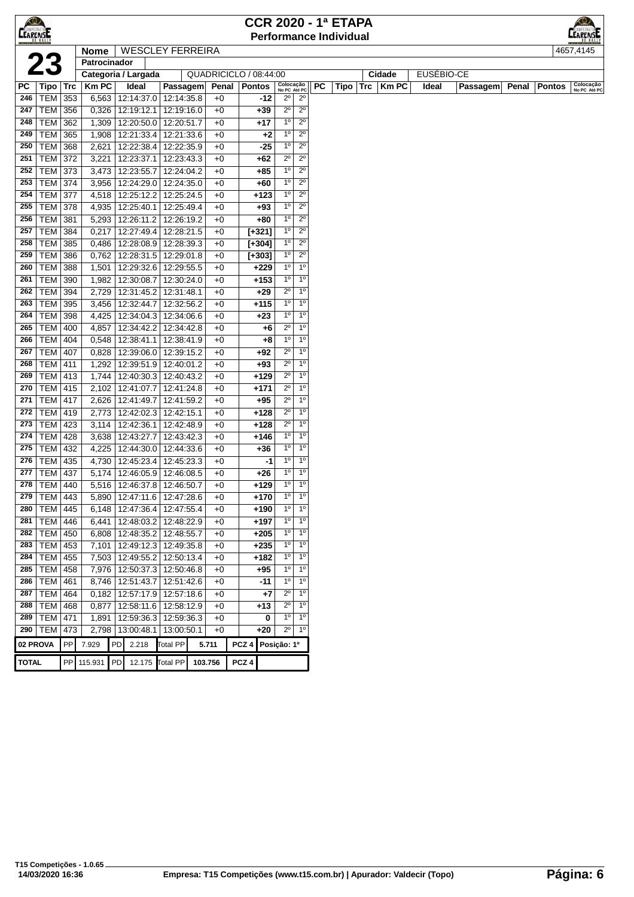# CCR 2020 - 1ª ETAPA
## Performance Individual

**23**

| | | | |
|---|---|---|---|
| **Nome** | WESCLEY FERREIRA | | 4657,4145 |
| **Patrocinador** | | | |
| **Categoria / Largada** | QUADRICICLO / 08:44:00 | **Cidade** | EUSÉBIO-CE |

| PC | Tipo | Trc | Km PC | Ideal | Passagem | Penal | Pontos | Colocação No PC | Colocação Até PC |
|---|---|---|---|---|---|---|---|---|---|
| 246 | TEM | 353 | 6,563 | 12:14:37.0 | 12:14:35.8 | +0 | -12 | 2º | 2º |
| 247 | TEM | 356 | 0,326 | 12:19:12.1 | 12:19:16.0 | +0 | +39 | 2º | 2º |
| 248 | TEM | 362 | 1,309 | 12:20:50.0 | 12:20:51.7 | +0 | +17 | 1º | 2º |
| 249 | TEM | 365 | 1,908 | 12:21:33.4 | 12:21:33.6 | +0 | +2 | 1º | 2º |
| 250 | TEM | 368 | 2,621 | 12:22:38.4 | 12:22:35.9 | +0 | -25 | 1º | 2º |
| 251 | TEM | 372 | 3,221 | 12:23:37.1 | 12:23:43.3 | +0 | +62 | 2º | 2º |
| 252 | TEM | 373 | 3,473 | 12:23:55.7 | 12:24:04.2 | +0 | +85 | 1º | 2º |
| 253 | TEM | 374 | 3,956 | 12:24:29.0 | 12:24:35.0 | +0 | +60 | 1º | 2º |
| 254 | TEM | 377 | 4,518 | 12:25:12.2 | 12:25:24.5 | +0 | +123 | 1º | 2º |
| 255 | TEM | 378 | 4,935 | 12:25:40.1 | 12:25:49.4 | +0 | +93 | 1º | 2º |
| 256 | TEM | 381 | 5,293 | 12:26:11.2 | 12:26:19.2 | +0 | +80 | 1º | 2º |
| 257 | TEM | 384 | 0,217 | 12:27:49.4 | 12:28:21.5 | +0 | [+321] | 1º | 2º |
| 258 | TEM | 385 | 0,486 | 12:28:08.9 | 12:28:39.3 | +0 | [+304] | 1º | 2º |
| 259 | TEM | 386 | 0,762 | 12:28:31.5 | 12:29:01.8 | +0 | [+303] | 1º | 2º |
| 260 | TEM | 388 | 1,501 | 12:29:32.6 | 12:29:55.5 | +0 | +229 | 1º | 1º |
| 261 | TEM | 390 | 1,982 | 12:30:08.7 | 12:30:24.0 | +0 | +153 | 1º | 1º |
| 262 | TEM | 394 | 2,729 | 12:31:45.2 | 12:31:48.1 | +0 | +29 | 2º | 1º |
| 263 | TEM | 395 | 3,456 | 12:32:44.7 | 12:32:56.2 | +0 | +115 | 1º | 1º |
| 264 | TEM | 398 | 4,425 | 12:34:04.3 | 12:34:06.6 | +0 | +23 | 1º | 1º |
| 265 | TEM | 400 | 4,857 | 12:34:42.2 | 12:34:42.8 | +0 | +6 | 2º | 1º |
| 266 | TEM | 404 | 0,548 | 12:38:41.1 | 12:38:41.9 | +0 | +8 | 1º | 1º |
| 267 | TEM | 407 | 0,828 | 12:39:06.0 | 12:39:15.2 | +0 | +92 | 2º | 1º |
| 268 | TEM | 411 | 1,292 | 12:39:51.9 | 12:40:01.2 | +0 | +93 | 2º | 1º |
| 269 | TEM | 413 | 1,744 | 12:40:30.3 | 12:40:43.2 | +0 | +129 | 2º | 1º |
| 270 | TEM | 415 | 2,102 | 12:41:07.7 | 12:41:24.8 | +0 | +171 | 2º | 1º |
| 271 | TEM | 417 | 2,626 | 12:41:49.7 | 12:41:59.2 | +0 | +95 | 2º | 1º |
| 272 | TEM | 419 | 2,773 | 12:42:02.3 | 12:42:15.1 | +0 | +128 | 2º | 1º |
| 273 | TEM | 423 | 3,114 | 12:42:36.1 | 12:42:48.9 | +0 | +128 | 2º | 1º |
| 274 | TEM | 428 | 3,638 | 12:43:27.7 | 12:43:42.3 | +0 | +146 | 1º | 1º |
| 275 | TEM | 432 | 4,225 | 12:44:30.0 | 12:44:33.6 | +0 | +36 | 1º | 1º |
| 276 | TEM | 435 | 4,730 | 12:45:23.4 | 12:45:23.3 | +0 | -1 | 1º | 1º |
| 277 | TEM | 437 | 5,174 | 12:46:05.9 | 12:46:08.5 | +0 | +26 | 1º | 1º |
| 278 | TEM | 440 | 5,516 | 12:46:37.8 | 12:46:50.7 | +0 | +129 | 1º | 1º |
| 279 | TEM | 443 | 5,890 | 12:47:11.6 | 12:47:28.6 | +0 | +170 | 1º | 1º |
| 280 | TEM | 445 | 6,148 | 12:47:36.4 | 12:47:55.4 | +0 | +190 | 1º | 1º |
| 281 | TEM | 446 | 6,441 | 12:48:03.2 | 12:48:22.9 | +0 | +197 | 1º | 1º |
| 282 | TEM | 450 | 6,808 | 12:48:35.2 | 12:48:55.7 | +0 | +205 | 1º | 1º |
| 283 | TEM | 453 | 7,101 | 12:49:12.3 | 12:49:35.8 | +0 | +235 | 1º | 1º |
| 284 | TEM | 455 | 7,503 | 12:49:55.2 | 12:50:13.4 | +0 | +182 | 1º | 1º |
| 285 | TEM | 458 | 7,976 | 12:50:37.3 | 12:50:46.8 | +0 | +95 | 1º | 1º |
| 286 | TEM | 461 | 8,746 | 12:51:43.7 | 12:51:42.6 | +0 | -11 | 1º | 1º |
| 287 | TEM | 464 | 0,182 | 12:57:17.9 | 12:57:18.6 | +0 | +7 | 2º | 1º |
| 288 | TEM | 468 | 0,877 | 12:58:11.6 | 12:58:12.9 | +0 | +13 | 2º | 1º |
| 289 | TEM | 471 | 1,891 | 12:59:36.3 | 12:59:36.3 | +0 | 0 | 1º | 1º |
| 290 | TEM | 473 | 2,798 | 13:00:48.1 | 13:00:50.1 | +0 | +20 | 2º | 1º |

| | | | | | | | | |
|---|---|---|---|---|---|---|---|---|
| 02 PROVA | PP | 7.929 | PD | 2.218 | Total PP | 5.711 | PCZ 4 | Posição: 1º |
| TOTAL | PP | 115.931 | PD | 12.175 | Total PP | 103.756 | PCZ 4 | |

T15 Competições - 1.0.65
14/03/2020 16:36
Empresa: T15 Competições (www.t15.com.br) | Apurador: Valdecir (Topo)